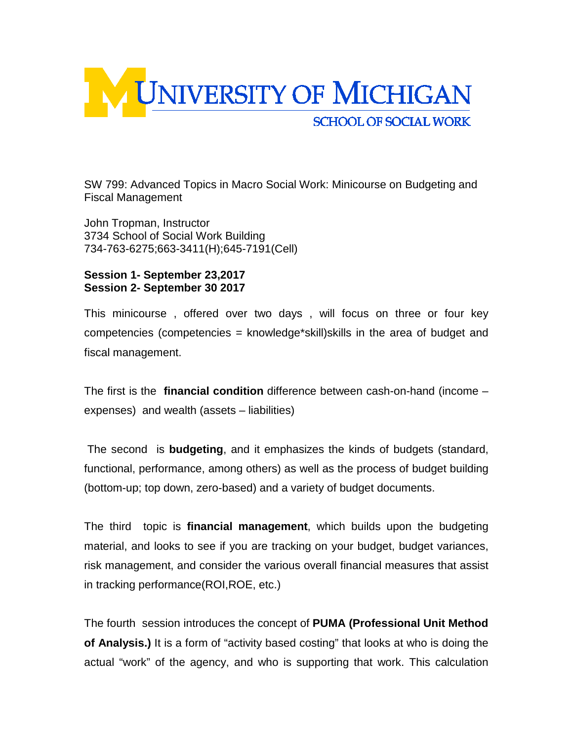# UNIVERSITY OF MICHIGAN

## SCHOOL OF SOCIAL WORK

SW 799: Advanced Topics in Macro Social Work: Minicourse on Budgeting and Fiscal Management

John Tropman, Instructor
3734 School of Social Work Building
734-763-6275;663-3411(H);645-7191(Cell)

**Session 1- September 23,2017**
**Session 2- September 30 2017**

This minicourse , offered over two days , will focus on three or four key competencies (competencies = knowledge*skill)skills in the area of budget and fiscal management.

The first is the **financial condition** difference between cash-on-hand (income – expenses) and wealth (assets – liabilities)

The second is **budgeting**, and it emphasizes the kinds of budgets (standard, functional, performance, among others) as well as the process of budget building (bottom-up; top down, zero-based) and a variety of budget documents.

The third topic is **financial management**, which builds upon the budgeting material, and looks to see if you are tracking on your budget, budget variances, risk management, and consider the various overall financial measures that assist in tracking performance(ROI,ROE, etc.)

The fourth session introduces the concept of **PUMA (Professional Unit Method of Analysis.)** It is a form of "activity based costing" that looks at who is doing the actual "work" of the agency, and who is supporting that work. This calculation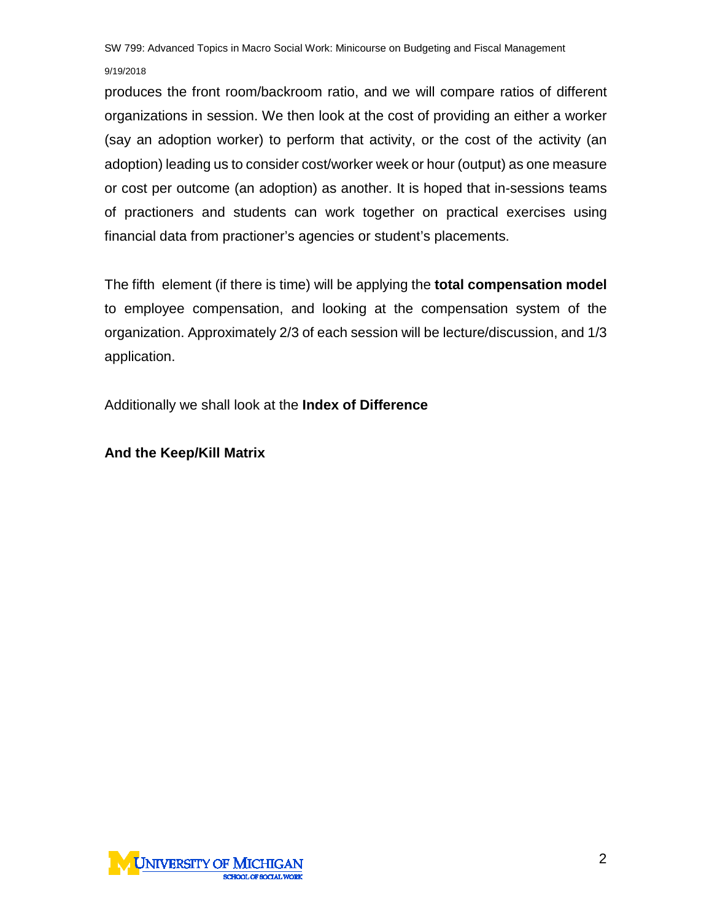produces the front room/backroom ratio, and we will compare ratios of different organizations in session. We then look at the cost of providing an either a worker (say an adoption worker) to perform that activity, or the cost of the activity (an adoption) leading us to consider cost/worker week or hour (output) as one measure or cost per outcome (an adoption) as another. It is hoped that in-sessions teams of practioners and students can work together on practical exercises using financial data from practioner's agencies or student's placements.

The fifth element (if there is time) will be applying the **total compensation model** to employee compensation, and looking at the compensation system of the organization. Approximately 2/3 of each session will be lecture/discussion, and 1/3 application.

Additionally we shall look at the **Index of Difference**

**And the Keep/Kill Matrix**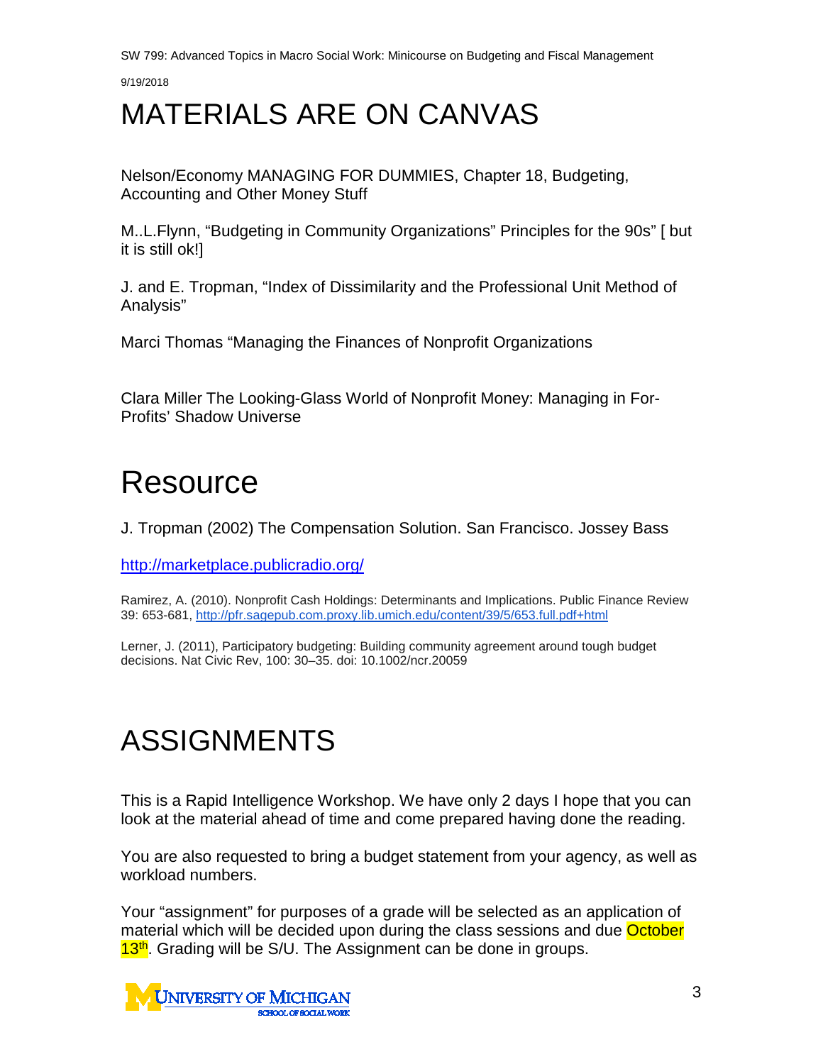# MATERIALS ARE ON CANVAS

Nelson/Economy MANAGING FOR DUMMIES, Chapter 18, Budgeting, Accounting and Other Money Stuff

M..L.Flynn, "Budgeting in Community Organizations" Principles for the 90s" [ but it is still ok!]

J. and E. Tropman, "Index of Dissimilarity and the Professional Unit Method of Analysis"

Marci Thomas "Managing the Finances of Nonprofit Organizations

Clara Miller The Looking-Glass World of Nonprofit Money: Managing in For-Profits' Shadow Universe

# Resource

J. Tropman (2002) The Compensation Solution. San Francisco. Jossey Bass

http://marketplace.publicradio.org/

Ramirez, A. (2010). Nonprofit Cash Holdings: Determinants and Implications. Public Finance Review 39: 653-681, http://pfr.sagepub.com.proxy.lib.umich.edu/content/39/5/653.full.pdf+html

Lerner, J. (2011), Participatory budgeting: Building community agreement around tough budget decisions. Nat Civic Rev, 100: 30–35. doi: 10.1002/ncr.20059

# ASSIGNMENTS

This is a Rapid Intelligence Workshop. We have only 2 days I hope that you can look at the material ahead of time and come prepared having done the reading.

You are also requested to bring a budget statement from your agency, as well as workload numbers.

Your "assignment" for purposes of a grade will be selected as an application of material which will be decided upon during the class sessions and due October 13th. Grading will be S/U. The Assignment can be done in groups.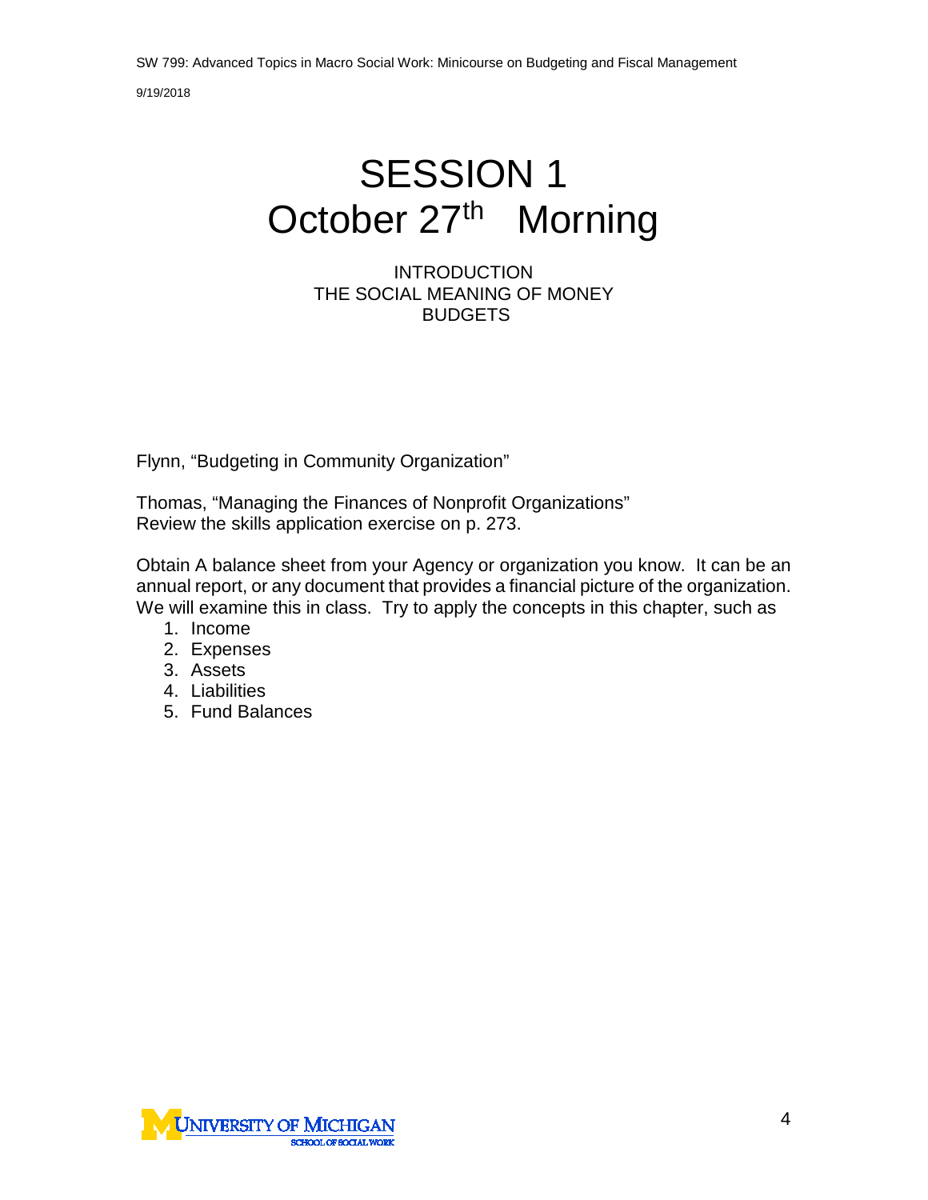# SESSION 1
# October 27th Morning

INTRODUCTION
THE SOCIAL MEANING OF MONEY
BUDGETS

Flynn, “Budgeting in Community Organization”

Thomas, “Managing the Finances of Nonprofit Organizations”
Review the skills application exercise on p. 273.

Obtain A balance sheet from your Agency or organization you know. It can be an annual report, or any document that provides a financial picture of the organization. We will examine this in class. Try to apply the concepts in this chapter, such as

1. Income
2. Expenses
3. Assets
4. Liabilities
5. Fund Balances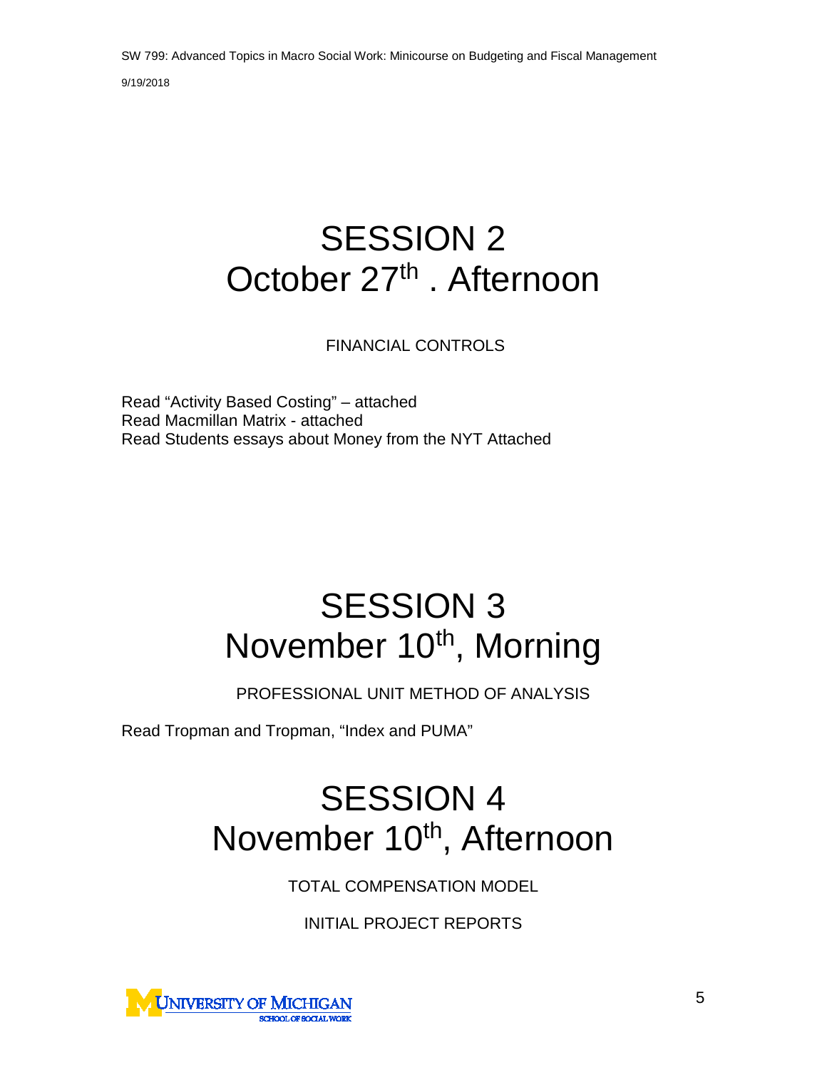# SESSION 2
# October 27th . Afternoon

FINANCIAL CONTROLS

Read "Activity Based Costing" – attached
Read Macmillan Matrix - attached
Read Students essays about Money from the NYT Attached

# SESSION 3
# November 10th, Morning

PROFESSIONAL UNIT METHOD OF ANALYSIS

Read Tropman and Tropman, "Index and PUMA"

# SESSION 4
# November 10th, Afternoon

TOTAL COMPENSATION MODEL

INITIAL PROJECT REPORTS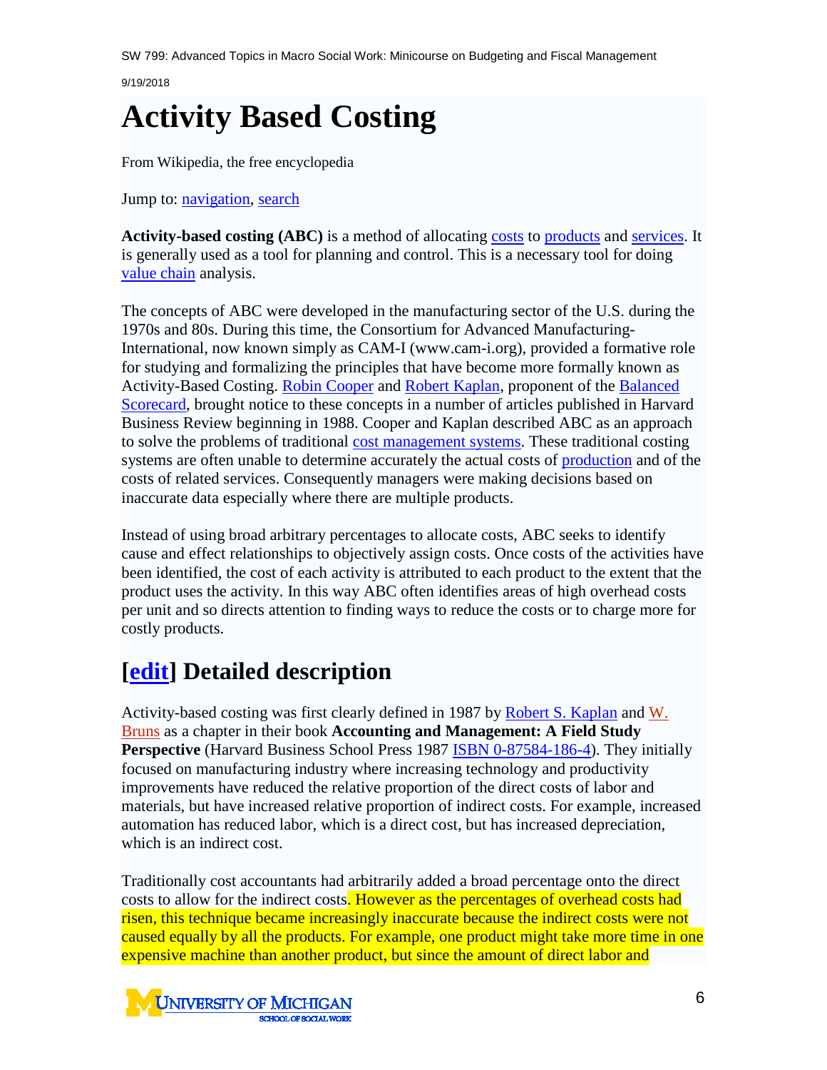# Activity Based Costing

From Wikipedia, the free encyclopedia

Jump to: navigation, search

**Activity-based costing (ABC)** is a method of allocating costs to products and services. It is generally used as a tool for planning and control. This is a necessary tool for doing value chain analysis.

The concepts of ABC were developed in the manufacturing sector of the U.S. during the 1970s and 80s. During this time, the Consortium for Advanced Manufacturing-International, now known simply as CAM-I (www.cam-i.org), provided a formative role for studying and formalizing the principles that have become more formally known as Activity-Based Costing. Robin Cooper and Robert Kaplan, proponent of the Balanced Scorecard, brought notice to these concepts in a number of articles published in Harvard Business Review beginning in 1988. Cooper and Kaplan described ABC as an approach to solve the problems of traditional cost management systems. These traditional costing systems are often unable to determine accurately the actual costs of production and of the costs of related services. Consequently managers were making decisions based on inaccurate data especially where there are multiple products.

Instead of using broad arbitrary percentages to allocate costs, ABC seeks to identify cause and effect relationships to objectively assign costs. Once costs of the activities have been identified, the cost of each activity is attributed to each product to the extent that the product uses the activity. In this way ABC often identifies areas of high overhead costs per unit and so directs attention to finding ways to reduce the costs or to charge more for costly products.

## [edit] Detailed description

Activity-based costing was first clearly defined in 1987 by Robert S. Kaplan and W. Bruns as a chapter in their book **Accounting and Management: A Field Study Perspective** (Harvard Business School Press 1987 ISBN 0-87584-186-4). They initially focused on manufacturing industry where increasing technology and productivity improvements have reduced the relative proportion of the direct costs of labor and materials, but have increased relative proportion of indirect costs. For example, increased automation has reduced labor, which is a direct cost, but has increased depreciation, which is an indirect cost.

Traditionally cost accountants had arbitrarily added a broad percentage onto the direct costs to allow for the indirect costs. However as the percentages of overhead costs had risen, this technique became increasingly inaccurate because the indirect costs were not caused equally by all the products. For example, one product might take more time in one expensive machine than another product, but since the amount of direct labor and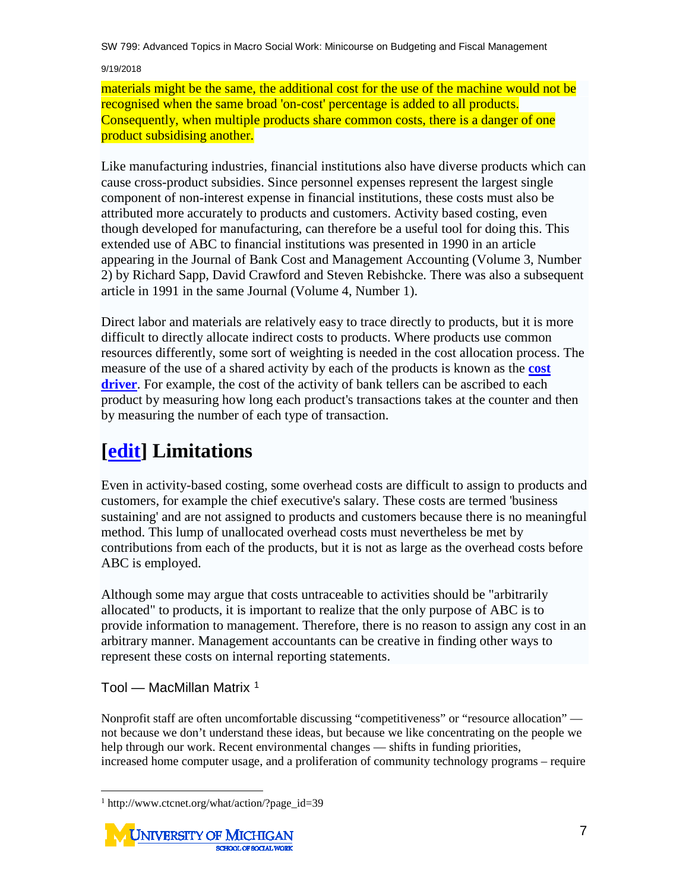materials might be the same, the additional cost for the use of the machine would not be recognised when the same broad 'on-cost' percentage is added to all products. Consequently, when multiple products share common costs, there is a danger of one product subsidising another.

Like manufacturing industries, financial institutions also have diverse products which can cause cross-product subsidies. Since personnel expenses represent the largest single component of non-interest expense in financial institutions, these costs must also be attributed more accurately to products and customers. Activity based costing, even though developed for manufacturing, can therefore be a useful tool for doing this. This extended use of ABC to financial institutions was presented in 1990 in an article appearing in the Journal of Bank Cost and Management Accounting (Volume 3, Number 2) by Richard Sapp, David Crawford and Steven Rebishcke. There was also a subsequent article in 1991 in the same Journal (Volume 4, Number 1).

Direct labor and materials are relatively easy to trace directly to products, but it is more difficult to directly allocate indirect costs to products. Where products use common resources differently, some sort of weighting is needed in the cost allocation process. The measure of the use of a shared activity by each of the products is known as the **cost driver**. For example, the cost of the activity of bank tellers can be ascribed to each product by measuring how long each product's transactions takes at the counter and then by measuring the number of each type of transaction.

## [edit] Limitations

Even in activity-based costing, some overhead costs are difficult to assign to products and customers, for example the chief executive's salary. These costs are termed 'business sustaining' and are not assigned to products and customers because there is no meaningful method. This lump of unallocated overhead costs must nevertheless be met by contributions from each of the products, but it is not as large as the overhead costs before ABC is employed.

Although some may argue that costs untraceable to activities should be "arbitrarily allocated" to products, it is important to realize that the only purpose of ABC is to provide information to management. Therefore, there is no reason to assign any cost in an arbitrary manner. Management accountants can be creative in finding other ways to represent these costs on internal reporting statements.

### Tool — MacMillan Matrix [1]

Nonprofit staff are often uncomfortable discussing "competitiveness" or "resource allocation" — not because we don't understand these ideas, but because we like concentrating on the people we help through our work. Recent environmental changes — shifts in funding priorities, increased home computer usage, and a proliferation of community technology programs – require

[1] http://www.ctcnet.org/what/action/?page_id=39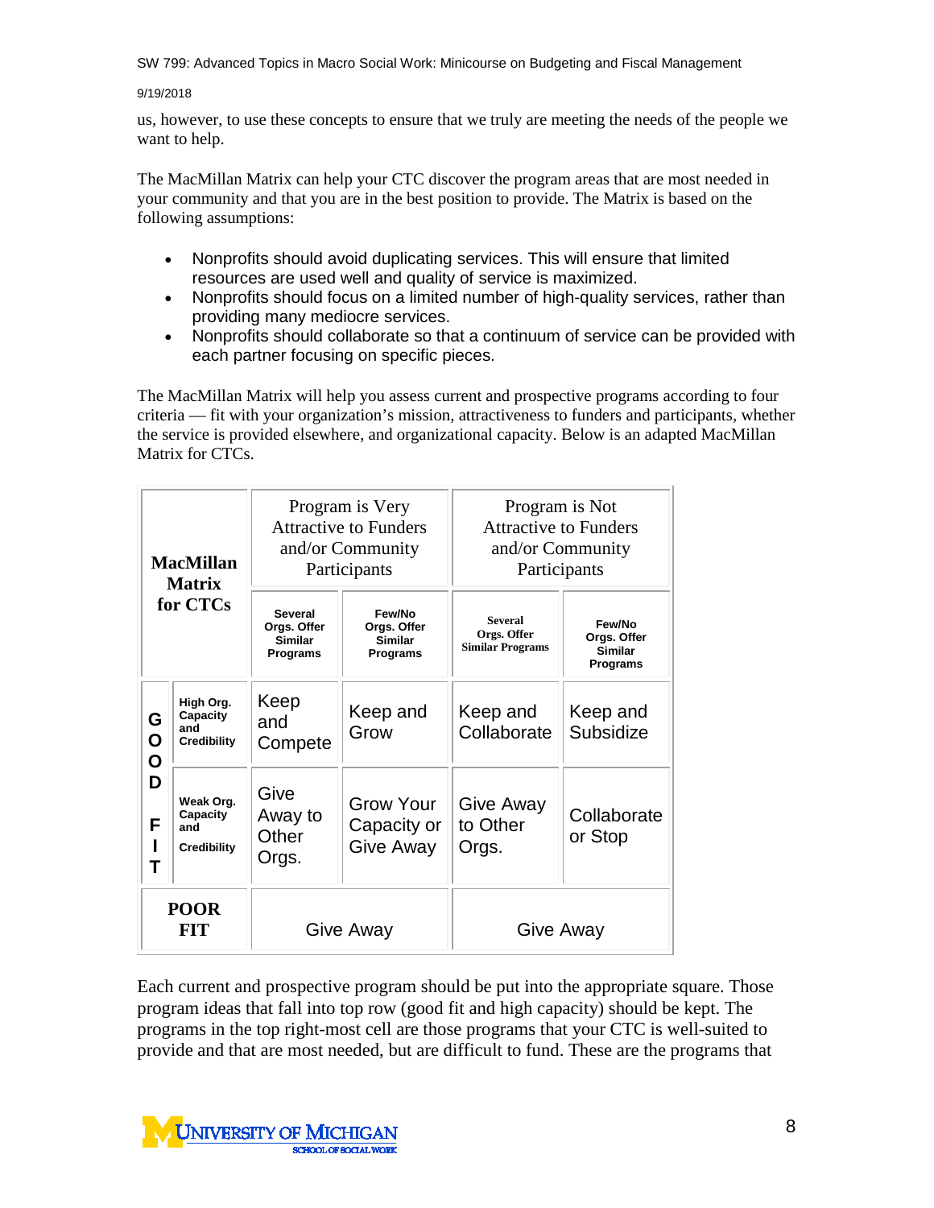us, however, to use these concepts to ensure that we truly are meeting the needs of the people we want to help.

The MacMillan Matrix can help your CTC discover the program areas that are most needed in your community and that you are in the best position to provide. The Matrix is based on the following assumptions:

- Nonprofits should avoid duplicating services. This will ensure that limited resources are used well and quality of service is maximized.
- Nonprofits should focus on a limited number of high-quality services, rather than providing many mediocre services.
- Nonprofits should collaborate so that a continuum of service can be provided with each partner focusing on specific pieces.

The MacMillan Matrix will help you assess current and prospective programs according to four criteria — fit with your organization's mission, attractiveness to funders and participants, whether the service is provided elsewhere, and organizational capacity. Below is an adapted MacMillan Matrix for CTCs.

| **MacMillan Matrix for CTCs** | | Program is Very Attractive to Funders and/or Community Participants | | Program is Not Attractive to Funders and/or Community Participants | |
|---|---|---|---|---|---|
| | | **Several Orgs. Offer Similar Programs** | **Few/No Orgs. Offer Similar Programs** | **Several Orgs. Offer Similar Programs** | **Few/No Orgs. Offer Similar Programs** |
| **GOOD FIT** | **High Org. Capacity and Credibility** | Keep and Compete | Keep and Grow | Keep and Collaborate | Keep and Subsidize |
| **GOOD FIT** | **Weak Org. Capacity and Credibility** | Give Away to Other Orgs. | Grow Your Capacity or Give Away | Give Away to Other Orgs. | Collaborate or Stop |
| **POOR FIT** | | Give Away | | Give Away | |

Each current and prospective program should be put into the appropriate square. Those program ideas that fall into top row (good fit and high capacity) should be kept. The programs in the top right-most cell are those programs that your CTC is well-suited to provide and that are most needed, but are difficult to fund. These are the programs that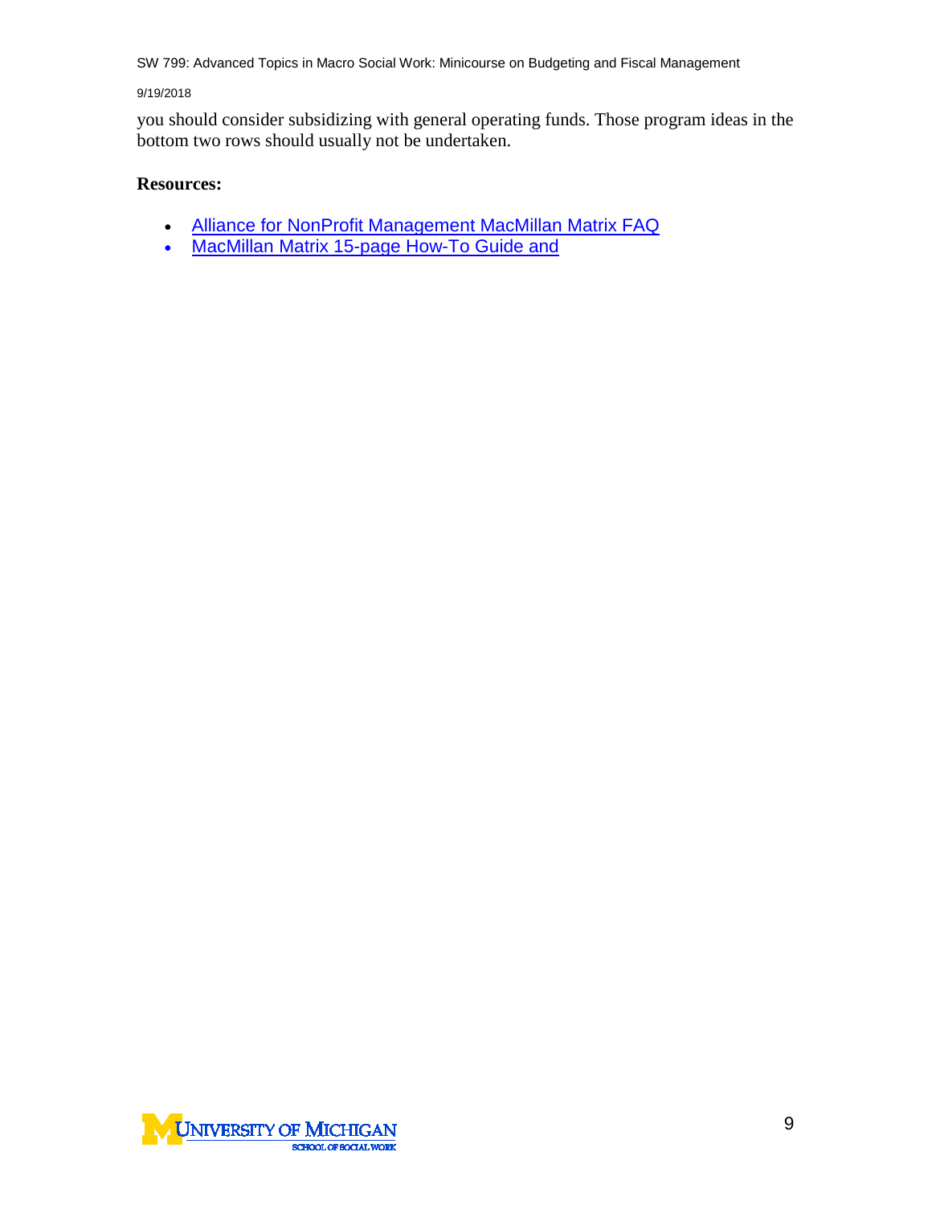you should consider subsidizing with general operating funds. Those program ideas in the bottom two rows should usually not be undertaken.

**Resources:**

- Alliance for NonProfit Management MacMillan Matrix FAQ
- MacMillan Matrix 15-page How-To Guide and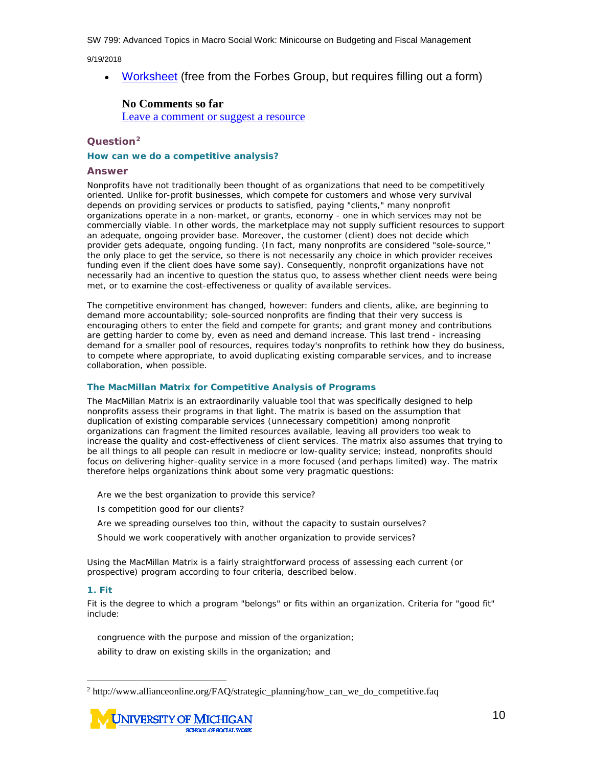- [Worksheet](#) (free from the Forbes Group, but requires filling out a form)

**No Comments so far**
[Leave a comment or suggest a resource](#)

### Question[2]

#### How can we do a competitive analysis?

### Answer

Nonprofits have not traditionally been thought of as organizations that need to be competitively oriented. Unlike for-profit businesses, which compete for customers and whose very survival depends on providing services or products to satisfied, paying "clients," many nonprofit organizations operate in a non-market, or grants, economy - one in which services may not be commercially viable. In other words, the marketplace may not supply sufficient resources to support an adequate, ongoing provider base. Moreover, the customer (client) does not decide which provider gets adequate, ongoing funding. (In fact, many nonprofits are considered "sole-source," the only place to get the service, so there is not necessarily any choice in which provider receives funding even if the client does have some say). Consequently, nonprofit organizations have not necessarily had an incentive to question the status quo, to assess whether client needs were being met, or to examine the cost-effectiveness or quality of available services.

The competitive environment has changed, however: funders and clients, alike, are beginning to demand more accountability; sole-sourced nonprofits are finding that their very success is encouraging others to enter the field and compete for grants; and grant money and contributions are getting harder to come by, even as need and demand increase. This last trend - increasing demand for a smaller pool of resources, requires today's nonprofits to rethink how they do business, to compete where appropriate, to avoid duplicating existing comparable services, and to increase collaboration, when possible.

#### The MacMillan Matrix for Competitive Analysis of Programs

The MacMillan Matrix is an extraordinarily valuable tool that was specifically designed to help nonprofits assess their programs in that light. The matrix is based on the assumption that duplication of existing comparable services (unnecessary competition) among nonprofit organizations can fragment the limited resources available, leaving all providers too weak to increase the quality and cost-effectiveness of client services. The matrix also assumes that trying to be all things to all people can result in mediocre or low-quality service; instead, nonprofits should focus on delivering higher-quality service in a more focused (and perhaps limited) way. The matrix therefore helps organizations think about some very pragmatic questions:

- Are we the best organization to provide this service?
- Is competition good for our clients?
- Are we spreading ourselves too thin, without the capacity to sustain ourselves?
- Should we work cooperatively with another organization to provide services?

Using the MacMillan Matrix is a fairly straightforward process of assessing each current (or prospective) program according to four criteria, described below.

#### 1. Fit

Fit is the degree to which a program "belongs" or fits within an organization. Criteria for "good fit" include:

- congruence with the purpose and mission of the organization;
- ability to draw on existing skills in the organization; and

[2] http://www.allianceonline.org/FAQ/strategic_planning/how_can_we_do_competitive.faq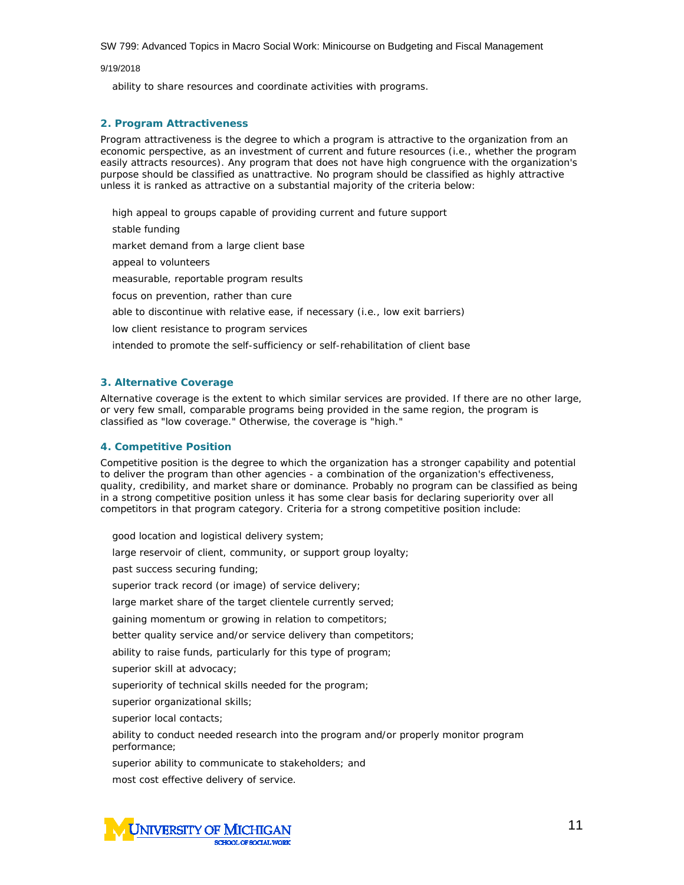ability to share resources and coordinate activities with programs.

### 2. Program Attractiveness

Program attractiveness is the degree to which a program is attractive to the organization from an economic perspective, as an investment of current and future resources (i.e., whether the program easily attracts resources). Any program that does not have high congruence with the organization's purpose should be classified as unattractive. No program should be classified as highly attractive unless it is ranked as attractive on a substantial majority of the criteria below:

- high appeal to groups capable of providing current and future support
- stable funding
- market demand from a large client base
- appeal to volunteers
- measurable, reportable program results
- focus on prevention, rather than cure
- able to discontinue with relative ease, if necessary (i.e., low exit barriers)
- low client resistance to program services
- intended to promote the self-sufficiency or self-rehabilitation of client base

### 3. Alternative Coverage

Alternative coverage is the extent to which similar services are provided. If there are no other large, or very few small, comparable programs being provided in the same region, the program is classified as "low coverage." Otherwise, the coverage is "high."

### 4. Competitive Position

Competitive position is the degree to which the organization has a stronger capability and potential to deliver the program than other agencies - a combination of the organization's effectiveness, quality, credibility, and market share or dominance. Probably no program can be classified as being in a strong competitive position unless it has some clear basis for declaring superiority over all competitors in that program category. Criteria for a strong competitive position include:

- good location and logistical delivery system;
- large reservoir of client, community, or support group loyalty;
- past success securing funding;
- superior track record (or image) of service delivery;
- large market share of the target clientele currently served;
- gaining momentum or growing in relation to competitors;
- better quality service and/or service delivery than competitors;
- ability to raise funds, particularly for this type of program;
- superior skill at advocacy;
- superiority of technical skills needed for the program;
- superior organizational skills;
- superior local contacts;
- ability to conduct needed research into the program and/or properly monitor program performance;
- superior ability to communicate to stakeholders; and
- most cost effective delivery of service.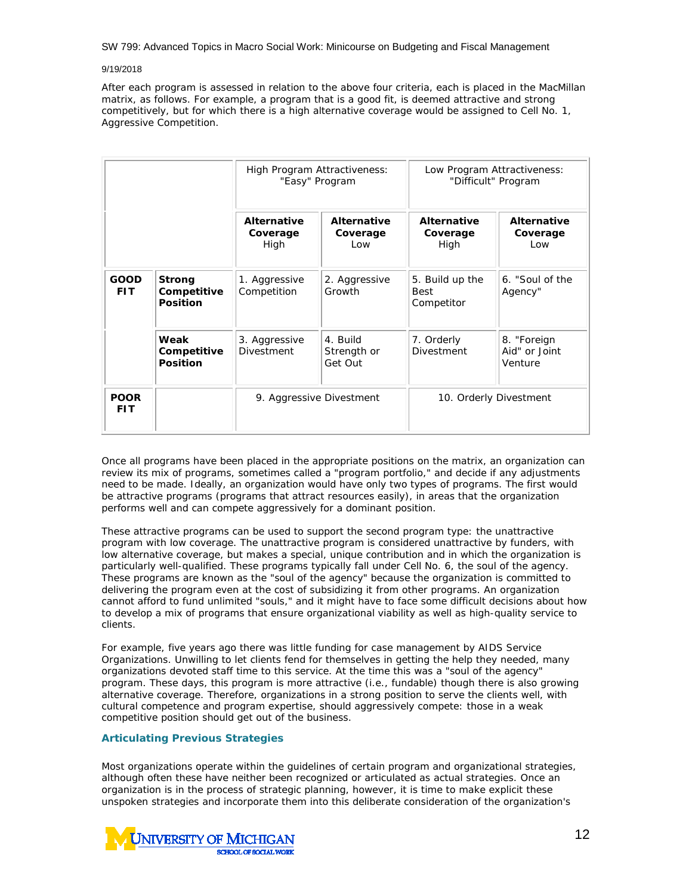After each program is assessed in relation to the above four criteria, each is placed in the MacMillan matrix, as follows. For example, a program that is a good fit, is deemed attractive and strong competitively, but for which there is a high alternative coverage would be assigned to Cell No. 1, Aggressive Competition.

| | | High Program Attractiveness: "Easy" Program | | Low Program Attractiveness: "Difficult" Program | |
|---|---|---|---|---|---|
| | | **Alternative Coverage** High | **Alternative Coverage** Low | **Alternative Coverage** High | **Alternative Coverage** Low |
| **GOOD FIT** | **Strong Competitive Position** | 1. Aggressive Competition | 2. Aggressive Growth | 5. Build up the Best Competitor | 6. "Soul of the Agency" |
| | **Weak Competitive Position** | 3. Aggressive Divestment | 4. Build Strength or Get Out | 7. Orderly Divestment | 8. "Foreign Aid" or Joint Venture |
| **POOR FIT** | | 9. Aggressive Divestment | | 10. Orderly Divestment | |

Once all programs have been placed in the appropriate positions on the matrix, an organization can review its mix of programs, sometimes called a "program portfolio," and decide if any adjustments need to be made. Ideally, an organization would have only two types of programs. The first would be attractive programs (programs that attract resources easily), in areas that the organization performs well and can compete aggressively for a dominant position.

These attractive programs can be used to support the second program type: the unattractive program with low coverage. The unattractive program is considered unattractive by funders, with low alternative coverage, but makes a special, unique contribution and in which the organization is particularly well-qualified. These programs typically fall under Cell No. 6, the soul of the agency. These programs are known as the "soul of the agency" because the organization is committed to delivering the program even at the cost of subsidizing it from other programs. An organization cannot afford to fund unlimited "souls," and it might have to face some difficult decisions about how to develop a mix of programs that ensure organizational viability as well as high-quality service to clients.

For example, five years ago there was little funding for case management by AIDS Service Organizations. Unwilling to let clients fend for themselves in getting the help they needed, many organizations devoted staff time to this service. At the time this was a "soul of the agency" program. These days, this program is more attractive (i.e., fundable) though there is also growing alternative coverage. Therefore, organizations in a strong position to serve the clients well, with cultural competence and program expertise, should aggressively compete: those in a weak competitive position should get out of the business.

### Articulating Previous Strategies

Most organizations operate within the guidelines of certain program and organizational strategies, although often these have neither been recognized or articulated as actual strategies. Once an organization is in the process of strategic planning, however, it is time to make explicit these unspoken strategies and incorporate them into this deliberate consideration of the organization's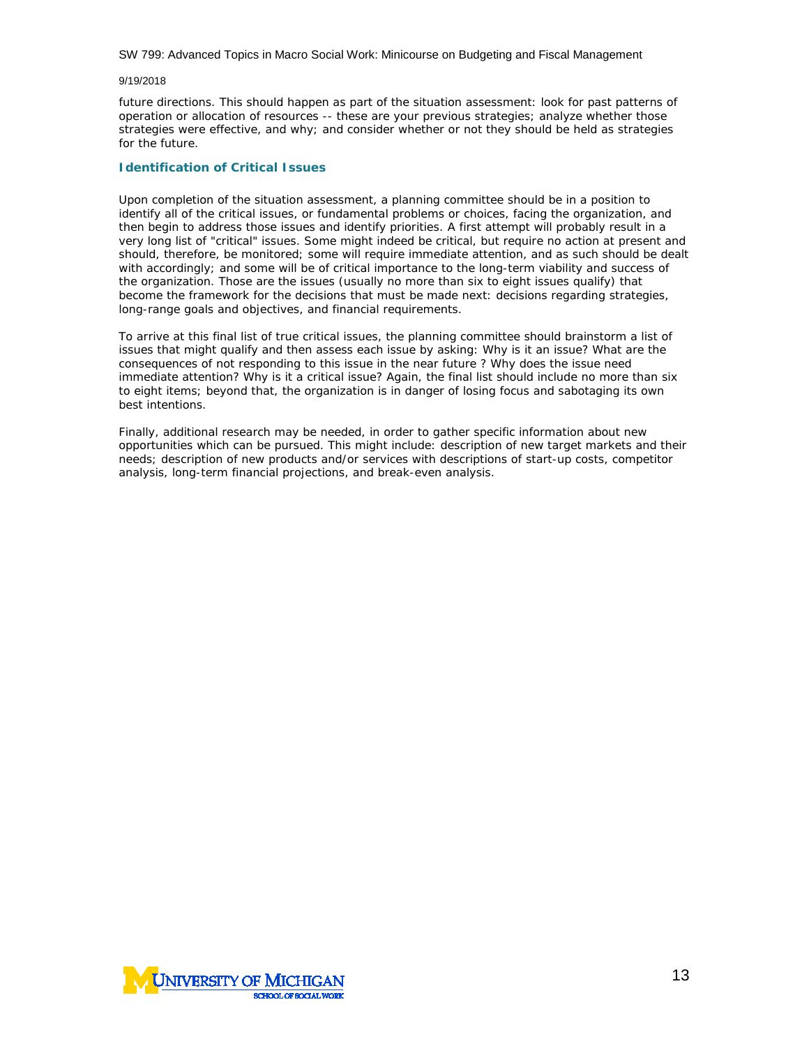future directions. This should happen as part of the situation assessment: look for past patterns of operation or allocation of resources -- these are your previous strategies; analyze whether those strategies were effective, and why; and consider whether or not they should be held as strategies for the future.

### Identification of Critical Issues

Upon completion of the situation assessment, a planning committee should be in a position to identify all of the critical issues, or fundamental problems or choices, facing the organization, and then begin to address those issues and identify priorities. A first attempt will probably result in a very long list of "critical" issues. Some might indeed be critical, but require no action at present and should, therefore, be monitored; some will require immediate attention, and as such should be dealt with accordingly; and some will be of critical importance to the long-term viability and success of the organization. Those are the issues (usually no more than six to eight issues qualify) that become the framework for the decisions that must be made next: decisions regarding strategies, long-range goals and objectives, and financial requirements.

To arrive at this final list of true critical issues, the planning committee should brainstorm a list of issues that might qualify and then assess each issue by asking: Why is it an issue? What are the consequences of not responding to this issue in the near future ? Why does the issue need immediate attention? Why is it a critical issue? Again, the final list should include no more than six to eight items; beyond that, the organization is in danger of losing focus and sabotaging its own best intentions.

Finally, additional research may be needed, in order to gather specific information about new opportunities which can be pursued. This might include: description of new target markets and their needs; description of new products and/or services with descriptions of start-up costs, competitor analysis, long-term financial projections, and break-even analysis.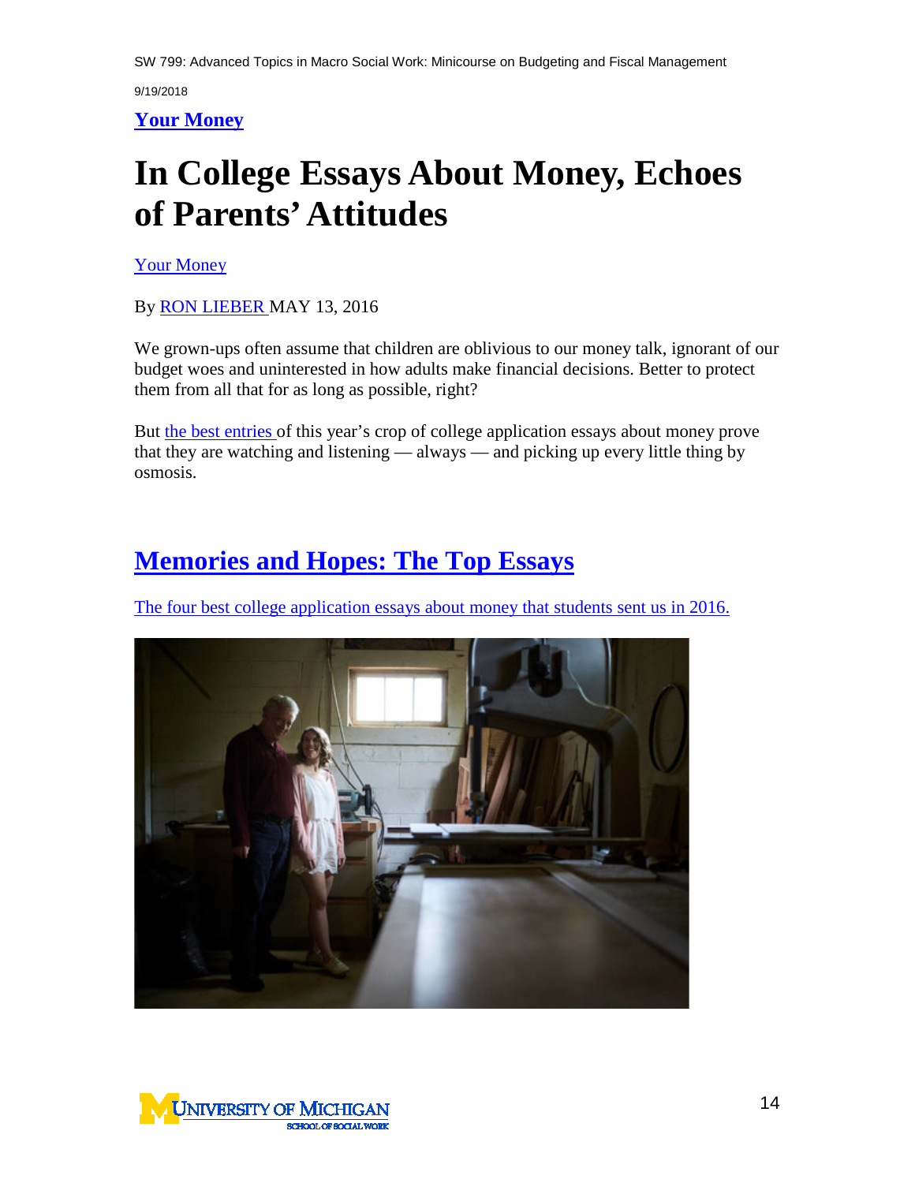**Your Money**

# In College Essays About Money, Echoes of Parents' Attitudes

Your Money

By RON LIEBER MAY 13, 2016

We grown-ups often assume that children are oblivious to our money talk, ignorant of our budget woes and uninterested in how adults make financial decisions. Better to protect them from all that for as long as possible, right?

But the best entries of this year's crop of college application essays about money prove that they are watching and listening — always — and picking up every little thing by osmosis.

## Memories and Hopes: The Top Essays

The four best college application essays about money that students sent us in 2016.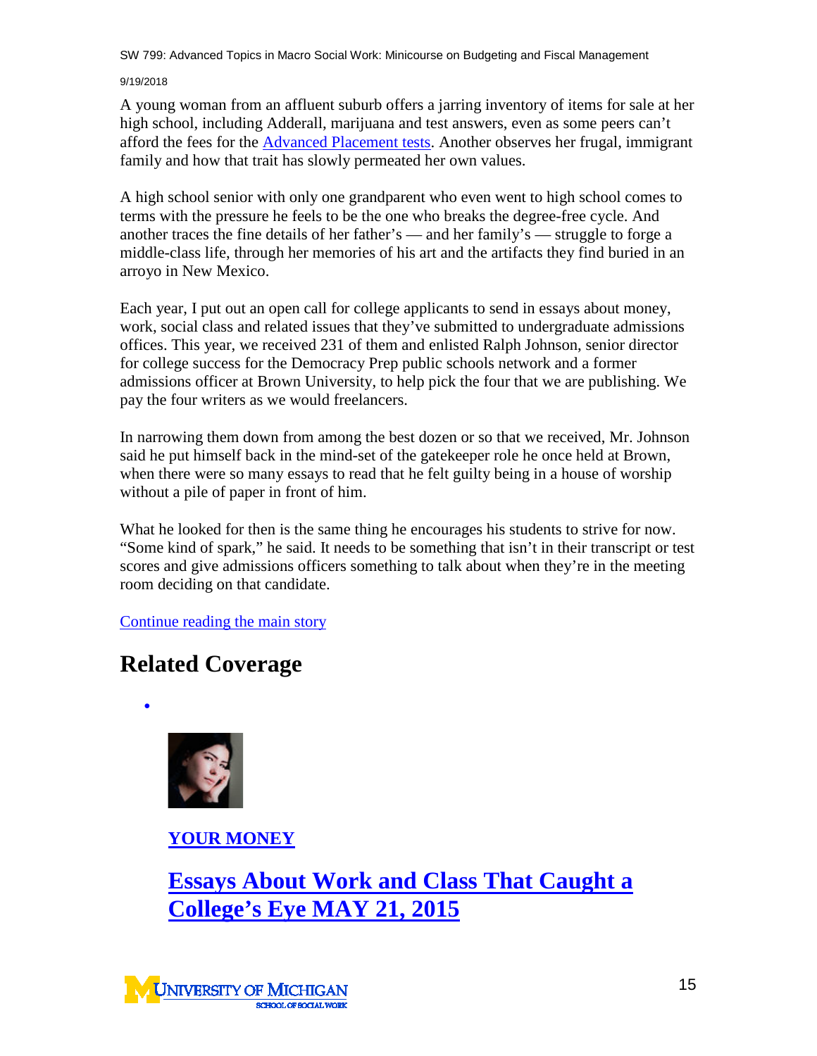A young woman from an affluent suburb offers a jarring inventory of items for sale at her high school, including Adderall, marijuana and test answers, even as some peers can't afford the fees for the Advanced Placement tests. Another observes her frugal, immigrant family and how that trait has slowly permeated her own values.

A high school senior with only one grandparent who even went to high school comes to terms with the pressure he feels to be the one who breaks the degree-free cycle. And another traces the fine details of her father's — and her family's — struggle to forge a middle-class life, through her memories of his art and the artifacts they find buried in an arroyo in New Mexico.

Each year, I put out an open call for college applicants to send in essays about money, work, social class and related issues that they've submitted to undergraduate admissions offices. This year, we received 231 of them and enlisted Ralph Johnson, senior director for college success for the Democracy Prep public schools network and a former admissions officer at Brown University, to help pick the four that we are publishing. We pay the four writers as we would freelancers.

In narrowing them down from among the best dozen or so that we received, Mr. Johnson said he put himself back in the mind-set of the gatekeeper role he once held at Brown, when there were so many essays to read that he felt guilty being in a house of worship without a pile of paper in front of him.

What he looked for then is the same thing he encourages his students to strive for now. "Some kind of spark," he said. It needs to be something that isn't in their transcript or test scores and give admissions officers something to talk about when they're in the meeting room deciding on that candidate.

Continue reading the main story

## Related Coverage

- **YOUR MONEY**

  ## Essays About Work and Class That Caught a College's Eye MAY 21, 2015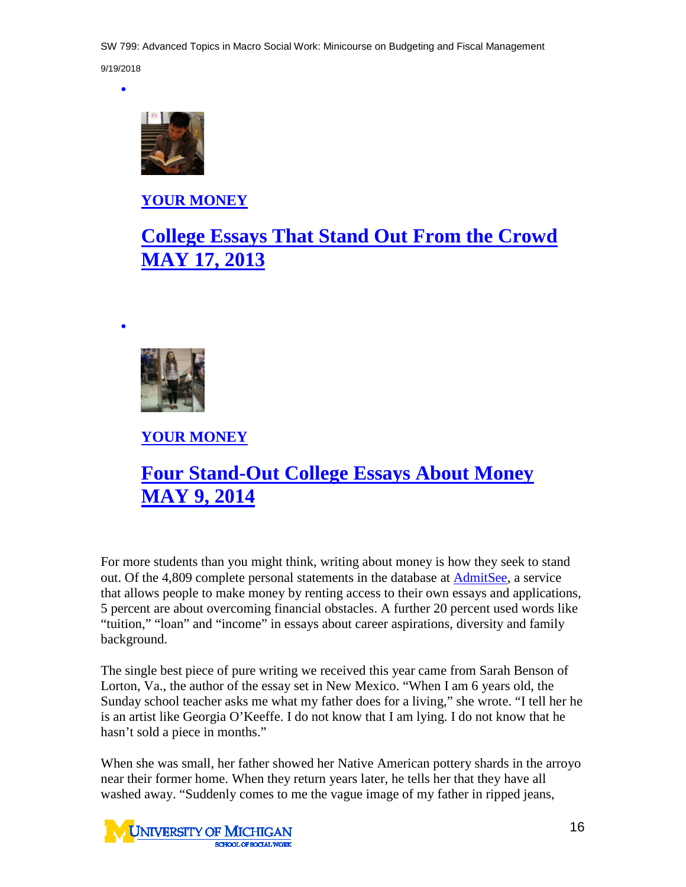- **YOUR MONEY**

  ## College Essays That Stand Out From the Crowd MAY 17, 2013

- **YOUR MONEY**

  ## Four Stand-Out College Essays About Money MAY 9, 2014

For more students than you might think, writing about money is how they seek to stand out. Of the 4,809 complete personal statements in the database at AdmitSee, a service that allows people to make money by renting access to their own essays and applications, 5 percent are about overcoming financial obstacles. A further 20 percent used words like "tuition," "loan" and "income" in essays about career aspirations, diversity and family background.

The single best piece of pure writing we received this year came from Sarah Benson of Lorton, Va., the author of the essay set in New Mexico. "When I am 6 years old, the Sunday school teacher asks me what my father does for a living," she wrote. "I tell her he is an artist like Georgia O'Keeffe. I do not know that I am lying. I do not know that he hasn't sold a piece in months."

When she was small, her father showed her Native American pottery shards in the arroyo near their former home. When they return years later, he tells her that they have all washed away. "Suddenly comes to me the vague image of my father in ripped jeans,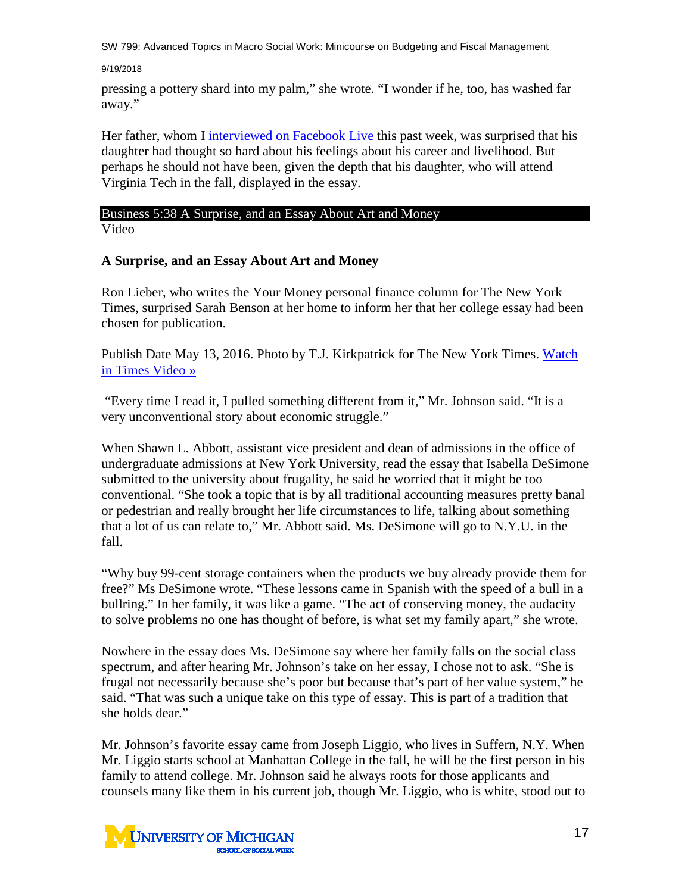pressing a pottery shard into my palm," she wrote. "I wonder if he, too, has washed far away."

Her father, whom I interviewed on Facebook Live this past week, was surprised that his daughter had thought so hard about his feelings about his career and livelihood. But perhaps he should not have been, given the depth that his daughter, who will attend Virginia Tech in the fall, displayed in the essay.

Business 5:38 A Surprise, and an Essay About Art and Money

Video

**A Surprise, and an Essay About Art and Money**

Ron Lieber, who writes the Your Money personal finance column for The New York Times, surprised Sarah Benson at her home to inform her that her college essay had been chosen for publication.

Publish Date May 13, 2016. Photo by T.J. Kirkpatrick for The New York Times. Watch in Times Video »

"Every time I read it, I pulled something different from it," Mr. Johnson said. "It is a very unconventional story about economic struggle."

When Shawn L. Abbott, assistant vice president and dean of admissions in the office of undergraduate admissions at New York University, read the essay that Isabella DeSimone submitted to the university about frugality, he said he worried that it might be too conventional. "She took a topic that is by all traditional accounting measures pretty banal or pedestrian and really brought her life circumstances to life, talking about something that a lot of us can relate to," Mr. Abbott said. Ms. DeSimone will go to N.Y.U. in the fall.

"Why buy 99-cent storage containers when the products we buy already provide them for free?" Ms DeSimone wrote. "These lessons came in Spanish with the speed of a bull in a bullring." In her family, it was like a game. "The act of conserving money, the audacity to solve problems no one has thought of before, is what set my family apart," she wrote.

Nowhere in the essay does Ms. DeSimone say where her family falls on the social class spectrum, and after hearing Mr. Johnson's take on her essay, I chose not to ask. "She is frugal not necessarily because she's poor but because that's part of her value system," he said. "That was such a unique take on this type of essay. This is part of a tradition that she holds dear."

Mr. Johnson's favorite essay came from Joseph Liggio, who lives in Suffern, N.Y. When Mr. Liggio starts school at Manhattan College in the fall, he will be the first person in his family to attend college. Mr. Johnson said he always roots for those applicants and counsels many like them in his current job, though Mr. Liggio, who is white, stood out to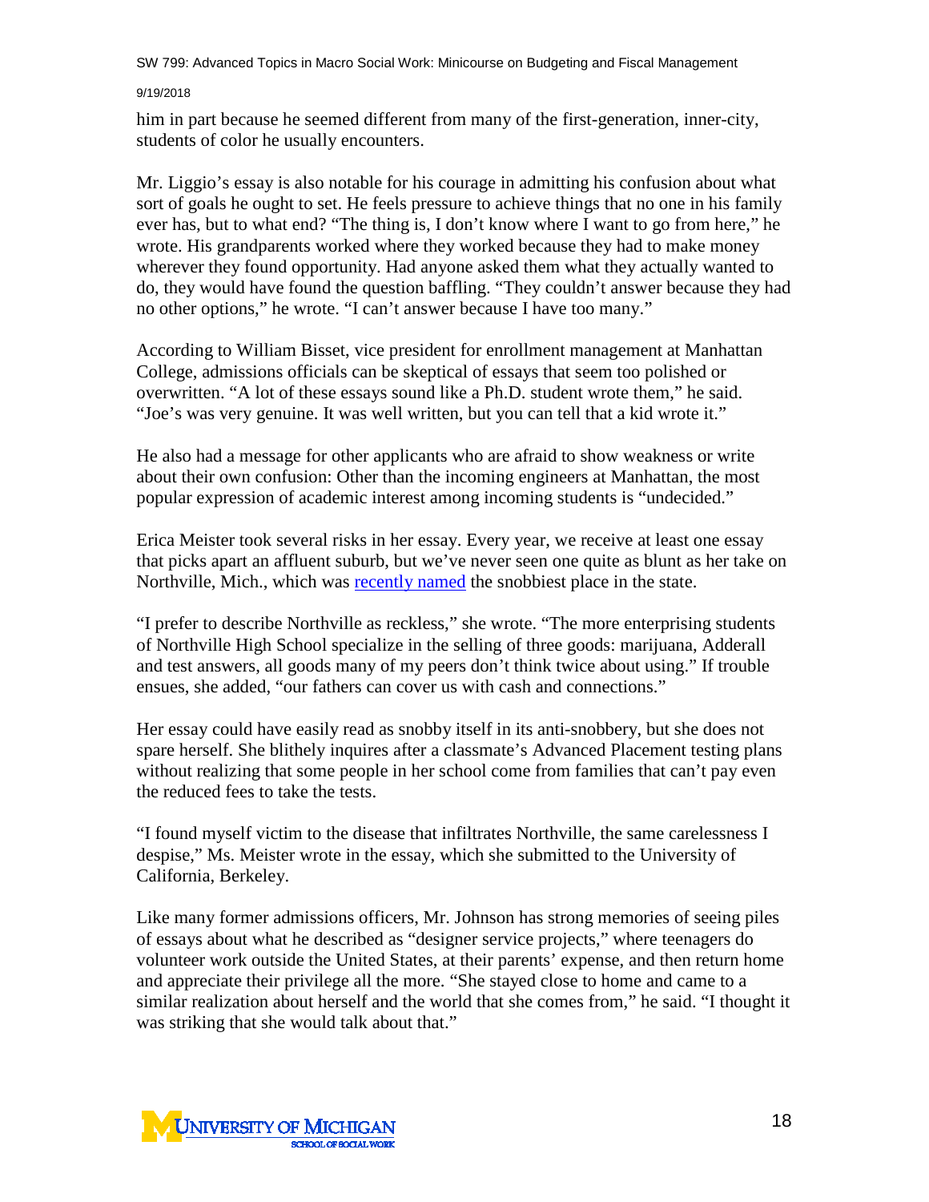him in part because he seemed different from many of the first-generation, inner-city, students of color he usually encounters.

Mr. Liggio's essay is also notable for his courage in admitting his confusion about what sort of goals he ought to set. He feels pressure to achieve things that no one in his family ever has, but to what end? "The thing is, I don't know where I want to go from here," he wrote. His grandparents worked where they worked because they had to make money wherever they found opportunity. Had anyone asked them what they actually wanted to do, they would have found the question baffling. "They couldn't answer because they had no other options," he wrote. "I can't answer because I have too many."

According to William Bisset, vice president for enrollment management at Manhattan College, admissions officials can be skeptical of essays that seem too polished or overwritten. "A lot of these essays sound like a Ph.D. student wrote them," he said. "Joe's was very genuine. It was well written, but you can tell that a kid wrote it."

He also had a message for other applicants who are afraid to show weakness or write about their own confusion: Other than the incoming engineers at Manhattan, the most popular expression of academic interest among incoming students is "undecided."

Erica Meister took several risks in her essay. Every year, we receive at least one essay that picks apart an affluent suburb, but we've never seen one quite as blunt as her take on Northville, Mich., which was recently named the snobbiest place in the state.

"I prefer to describe Northville as reckless," she wrote. "The more enterprising students of Northville High School specialize in the selling of three goods: marijuana, Adderall and test answers, all goods many of my peers don't think twice about using." If trouble ensues, she added, "our fathers can cover us with cash and connections."

Her essay could have easily read as snobby itself in its anti-snobbery, but she does not spare herself. She blithely inquires after a classmate's Advanced Placement testing plans without realizing that some people in her school come from families that can't pay even the reduced fees to take the tests.

"I found myself victim to the disease that infiltrates Northville, the same carelessness I despise," Ms. Meister wrote in the essay, which she submitted to the University of California, Berkeley.

Like many former admissions officers, Mr. Johnson has strong memories of seeing piles of essays about what he described as "designer service projects," where teenagers do volunteer work outside the United States, at their parents' expense, and then return home and appreciate their privilege all the more. "She stayed close to home and came to a similar realization about herself and the world that she comes from," he said. "I thought it was striking that she would talk about that."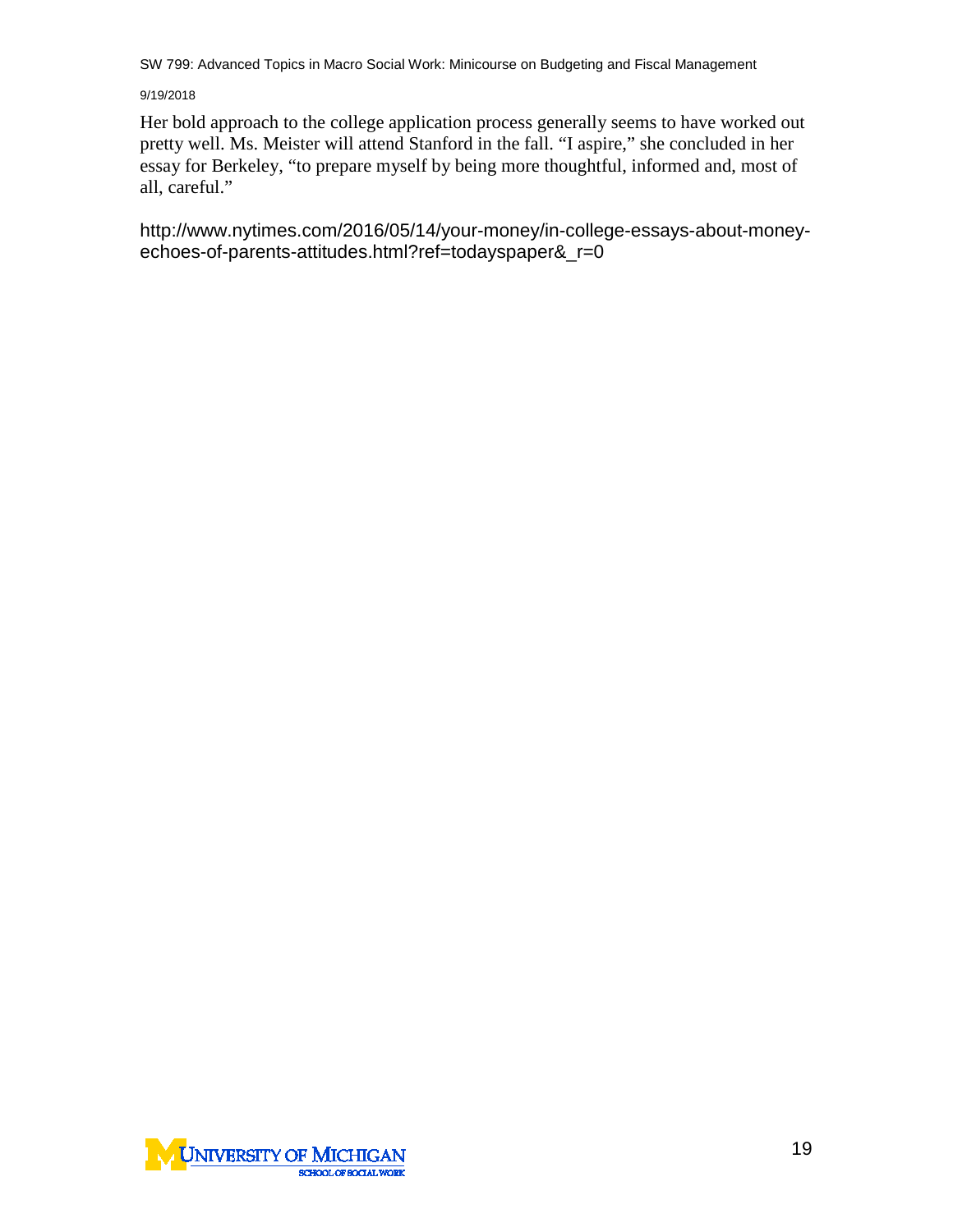Her bold approach to the college application process generally seems to have worked out pretty well. Ms. Meister will attend Stanford in the fall. "I aspire," she concluded in her essay for Berkeley, "to prepare myself by being more thoughtful, informed and, most of all, careful."

http://www.nytimes.com/2016/05/14/your-money/in-college-essays-about-money-echoes-of-parents-attitudes.html?ref=todayspaper&_r=0